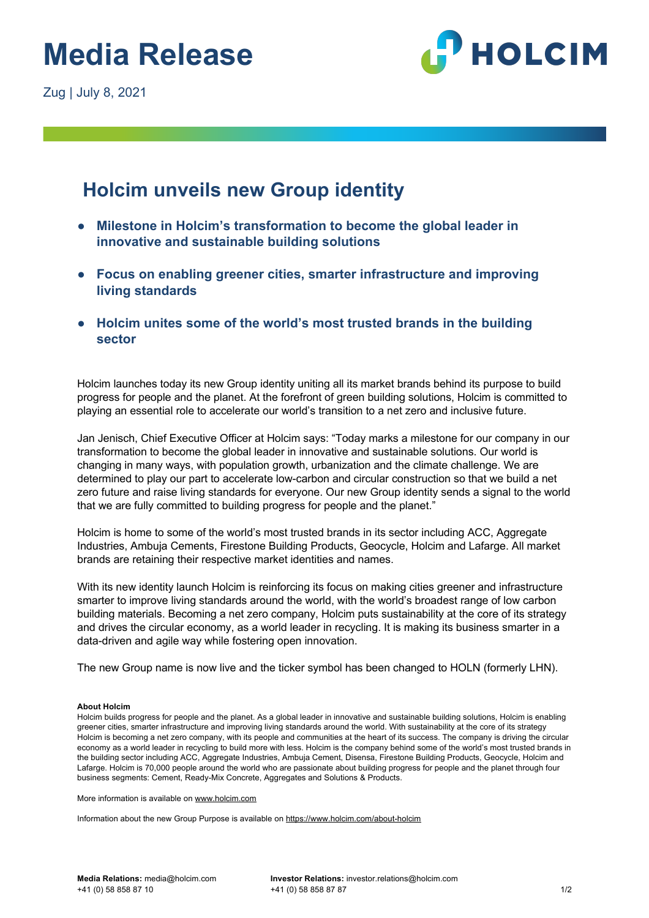# Media Release

Zug | July 8, 2021

## Holcim unveils new Group identity

- **Milestone in Holcim's transformation to become the global leader in innovative and sustainable building solutions**
- **Focus on enabling greener cities, smarter infrastructure and improving living standards**
- **Holcim unites some of the world's most trusted brands in the building sector**

Holcim launches today its new Group identity uniting all its market brands behind its purpose to build progress for people and the planet. At the forefront of green building solutions, Holcim is committed to playing an essential role to accelerate our world's transition to a net zero and inclusive future.

Jan Jenisch, Chief Executive Officer at Holcim says: "Today marks a milestone for our company in our transformation to become the global leader in innovative and sustainable solutions. Our world is changing in many ways, with population growth, urbanization and the climate challenge. We are determined to play our part to accelerate low-carbon and circular construction so that we build a net zero future and raise living standards for everyone. Our new Group identity sends a signal to the world that we are fully committed to building progress for people and the planet."

Holcim is home to some of the world's most trusted brands in its sector including ACC, Aggregate Industries, Ambuja Cements, Firestone Building Products, Geocycle, Holcim and Lafarge. All market brands are retaining their respective market identities and names.

With its new identity launch Holcim is reinforcing its focus on making cities greener and infrastructure smarter to improve living standards around the world, with the world's broadest range of low carbon building materials. Becoming a net zero company, Holcim puts sustainability at the core of its strategy and drives the circular economy, as a world leader in recycling. It is making its business smarter in a data-driven and agile way while fostering open innovation.

The new Group name is now live and the ticker symbol has been changed to HOLN (formerly LHN).

**About Holcim**

Holcim builds progress for people and the planet. As a global leader in innovative and sustainable building solutions, Holcim is enabling greener cities, smarter infrastructure and improving living standards around the world. With sustainability at the core of its strategy Holcim is becoming a net zero company, with its people and communities at the heart of its success. The company is driving the circular economy as a world leader in recycling to build more with less. Holcim is the company behind some of the world's most trusted brands in the building sector including ACC, Aggregate Industries, Ambuja Cement, Disensa, Firestone Building Products, Geocycle, Holcim and Lafarge. Holcim is 70,000 people around the world who are passionate about building progress for people and the planet through four business segments: Cement, Ready-Mix Concrete, Aggregates and Solutions & Products.

More information is available on www.holcim.com

Information about the new Group Purpose is available on https://www.holcim.com/about-holcim

**Media Relations:** media@holcim.com
+41 (0) 58 858 87 10

**Investor Relations:** investor.relations@holcim.com
+41 (0) 58 858 87 87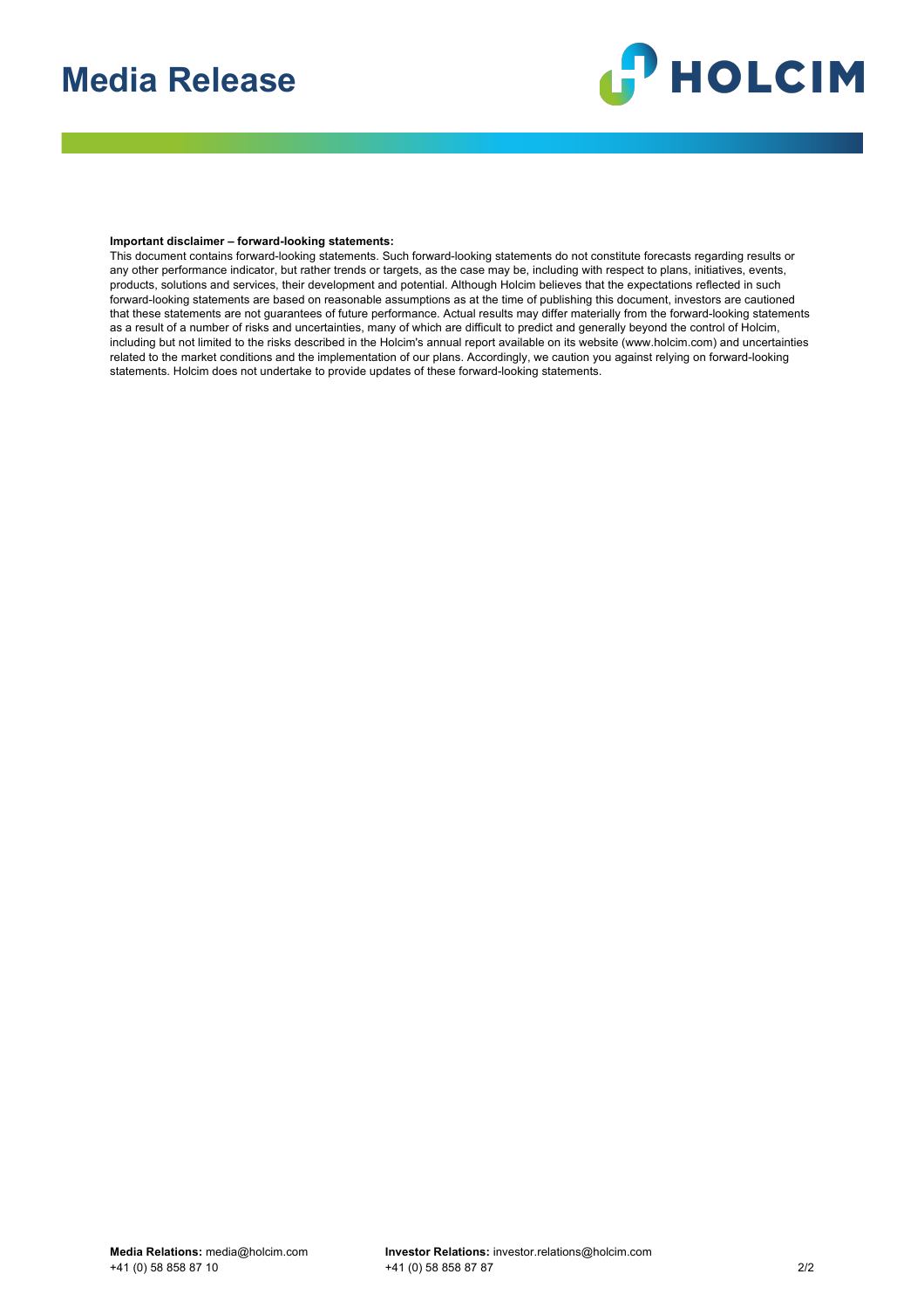**Important disclaimer – forward-looking statements:**

This document contains forward-looking statements. Such forward-looking statements do not constitute forecasts regarding results or any other performance indicator, but rather trends or targets, as the case may be, including with respect to plans, initiatives, events, products, solutions and services, their development and potential. Although Holcim believes that the expectations reflected in such forward-looking statements are based on reasonable assumptions as at the time of publishing this document, investors are cautioned that these statements are not guarantees of future performance. Actual results may differ materially from the forward-looking statements as a result of a number of risks and uncertainties, many of which are difficult to predict and generally beyond the control of Holcim, including but not limited to the risks described in the Holcim's annual report available on its website (www.holcim.com) and uncertainties related to the market conditions and the implementation of our plans. Accordingly, we caution you against relying on forward-looking statements. Holcim does not undertake to provide updates of these forward-looking statements.